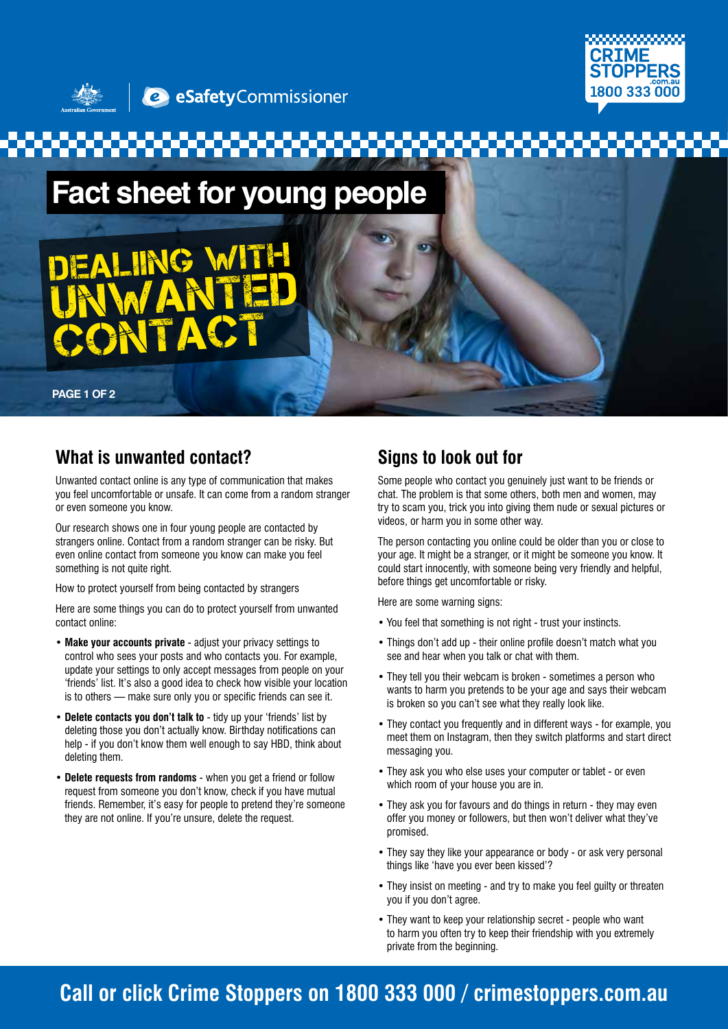eSafetyCommissioner

CRIME STOPPERS .com.au 1800 333 000

# Fact sheet for young people

# DEALING WITH UNWANTED CONTACT

## What is unwanted contact?

Unwanted contact online is any type of communication that makes you feel uncomfortable or unsafe. It can come from a random stranger or even someone you know.

Our research shows one in four young people are contacted by strangers online. Contact from a random stranger can be risky. But even online contact from someone you know can make you feel something is not quite right.

How to protect yourself from being contacted by strangers

Here are some things you can do to protect yourself from unwanted contact online:

- **Make your accounts private** - adjust your privacy settings to control who sees your posts and who contacts you. For example, update your settings to only accept messages from people on your 'friends' list. It's also a good idea to check how visible your location is to others — make sure only you or specific friends can see it.
- **Delete contacts you don't talk to** - tidy up your 'friends' list by deleting those you don't actually know. Birthday notifications can help - if you don't know them well enough to say HBD, think about deleting them.
- **Delete requests from randoms** - when you get a friend or follow request from someone you don't know, check if you have mutual friends. Remember, it's easy for people to pretend they're someone they are not online. If you're unsure, delete the request.

## Signs to look out for

Some people who contact you genuinely just want to be friends or chat. The problem is that some others, both men and women, may try to scam you, trick you into giving them nude or sexual pictures or videos, or harm you in some other way.

The person contacting you online could be older than you or close to your age. It might be a stranger, or it might be someone you know. It could start innocently, with someone being very friendly and helpful, before things get uncomfortable or risky.

Here are some warning signs:

- You feel that something is not right - trust your instincts.
- Things don't add up - their online profile doesn't match what you see and hear when you talk or chat with them.
- They tell you their webcam is broken - sometimes a person who wants to harm you pretends to be your age and says their webcam is broken so you can't see what they really look like.
- They contact you frequently and in different ways - for example, you meet them on Instagram, then they switch platforms and start direct messaging you.
- They ask you who else uses your computer or tablet - or even which room of your house you are in.
- They ask you for favours and do things in return - they may even offer you money or followers, but then won't deliver what they've promised.
- They say they like your appearance or body - or ask very personal things like 'have you ever been kissed'?
- They insist on meeting - and try to make you feel guilty or threaten you if you don't agree.
- They want to keep your relationship secret - people who want to harm you often try to keep their friendship with you extremely private from the beginning.

**Call or click Crime Stoppers on 1800 333 000 / crimestoppers.com.au**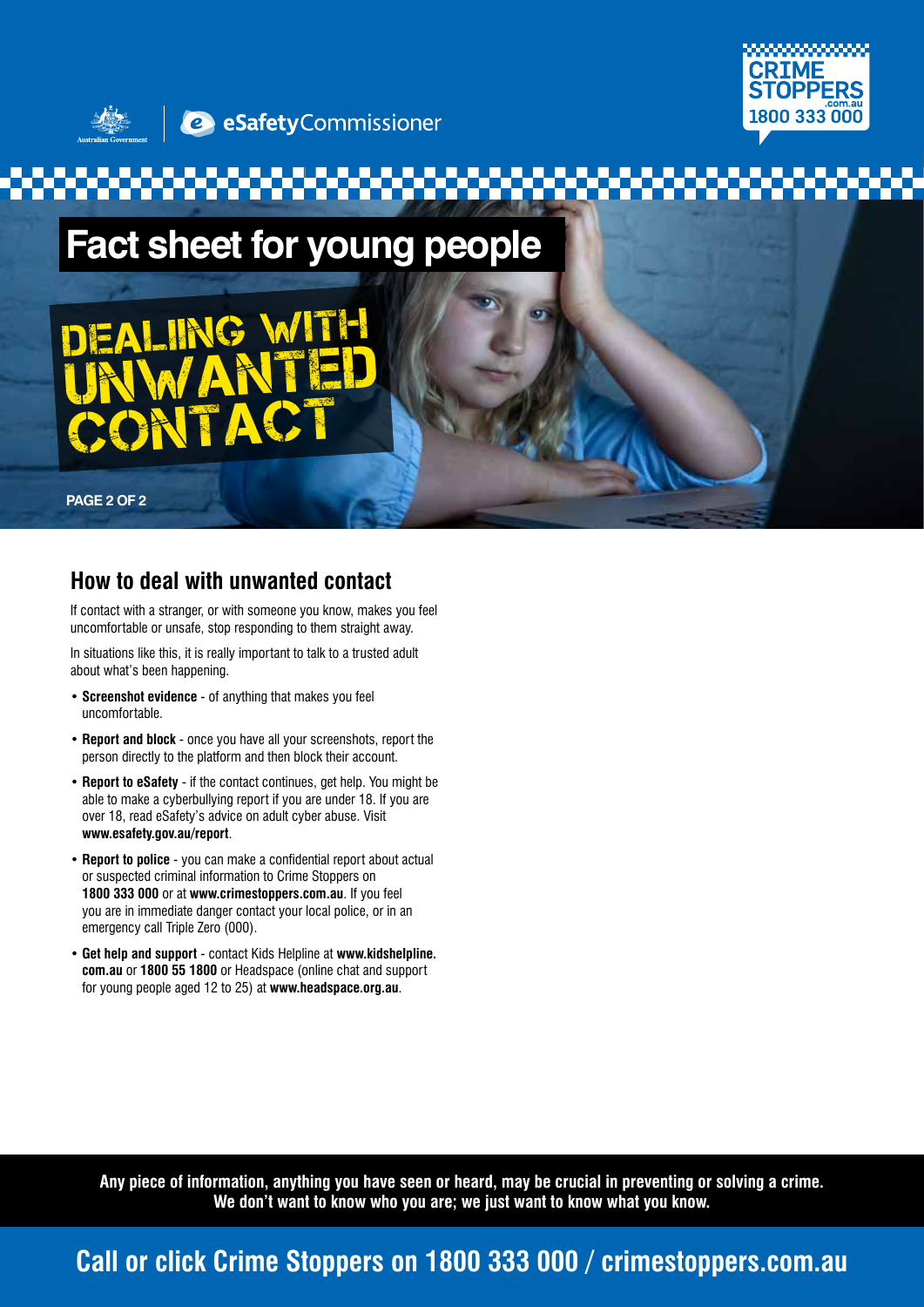# Fact sheet for young people

# DEALING WITH UNWANTED CONTACT

## How to deal with unwanted contact

If contact with a stranger, or with someone you know, makes you feel uncomfortable or unsafe, stop responding to them straight away.

In situations like this, it is really important to talk to a trusted adult about what's been happening.

- **Screenshot evidence** - of anything that makes you feel uncomfortable.
- **Report and block** - once you have all your screenshots, report the person directly to the platform and then block their account.
- **Report to eSafety** - if the contact continues, get help. You might be able to make a cyberbullying report if you are under 18. If you are over 18, read eSafety's advice on adult cyber abuse. Visit **www.esafety.gov.au/report**.
- **Report to police** - you can make a confidential report about actual or suspected criminal information to Crime Stoppers on **1800 333 000** or at **www.crimestoppers.com.au**. If you feel you are in immediate danger contact your local police, or in an emergency call Triple Zero (000).
- **Get help and support** - contact Kids Helpline at **www.kidshelpline.com.au** or **1800 55 1800** or Headspace (online chat and support for young people aged 12 to 25) at **www.headspace.org.au**.

**Any piece of information, anything you have seen or heard, may be crucial in preventing or solving a crime. We don't want to know who you are; we just want to know what you know.**

**Call or click Crime Stoppers on 1800 333 000 / crimestoppers.com.au**